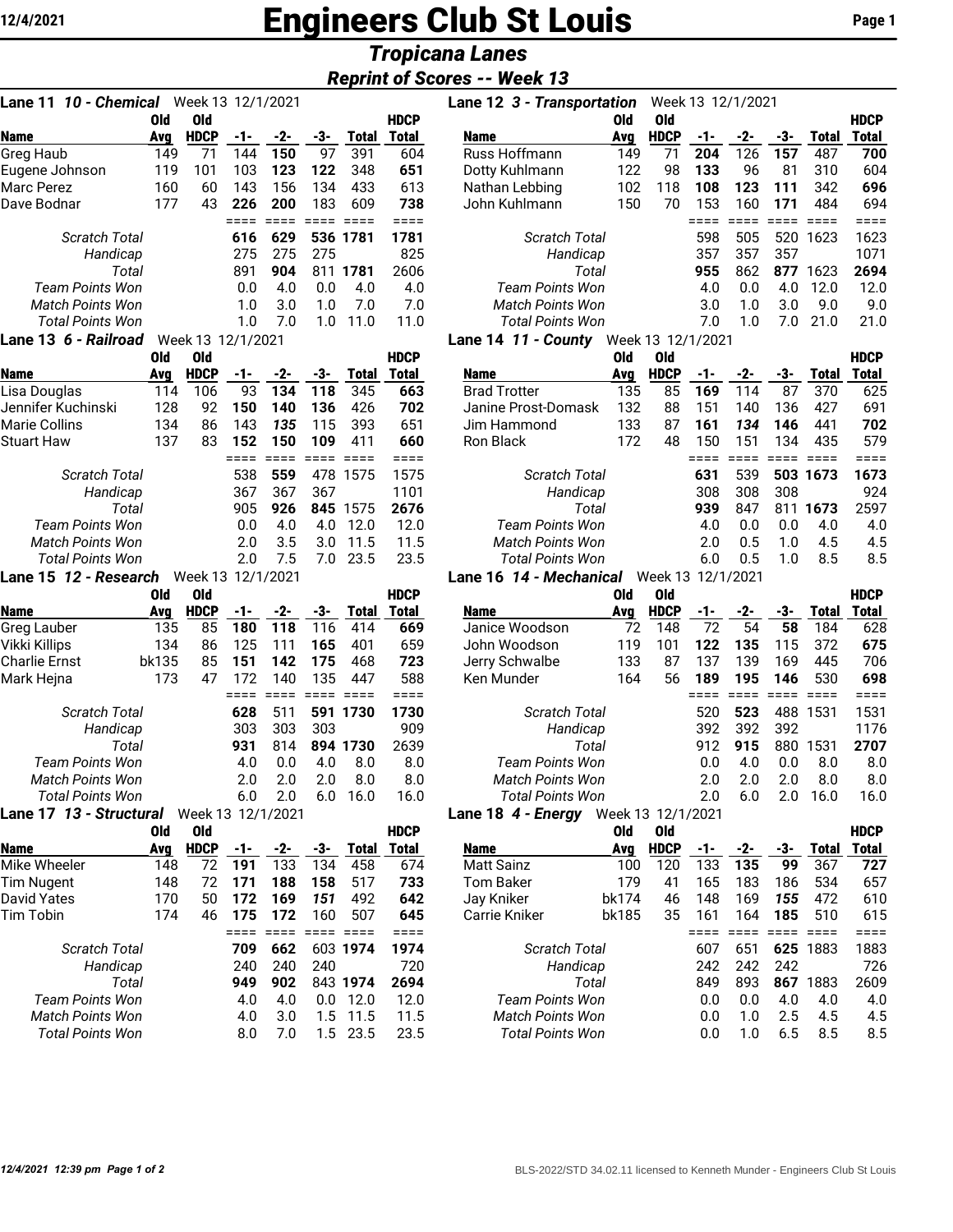# Engineers Club St Louis

## Tropicana Lanes

### Reprint of Scores -- Week 13

12/4/2021

### Lane 11 *10 - Chemical* Week 13 12/1/2021

| Name | Old Avg | Old HDCP | -1- | -2- | -3- | Total | HDCP Total |
|---|---|---|---|---|---|---|---|
| Greg Haub | 149 | 71 | 144 | **150** | 97 | 391 | 604 |
| Eugene Johnson | 119 | 101 | 103 | **123** | **122** | 348 | **651** |
| Marc Perez | 160 | 60 | 143 | 156 | 134 | 433 | 613 |
| Dave Bodnar | 177 | 43 | **226** | **200** | 183 | 609 | **738** |
| | | | ==== | ==== | ==== | ==== | ==== |
| *Scratch Total* | | | **616** | **629** | **536** | **1781** | 1781 |
| *Handicap* | | | 275 | 275 | 275 | | 825 |
| *Total* | | | 891 | **904** | 811 | **1781** | 2606 |
| *Team Points Won* | | | 0.0 | 4.0 | 0.0 | 4.0 | 4.0 |
| *Match Points Won* | | | 1.0 | 3.0 | 1.0 | 7.0 | 7.0 |
| *Total Points Won* | | | 1.0 | 7.0 | 1.0 | 11.0 | 11.0 |

### Lane 12 *3 - Transportation* Week 13 12/1/2021

| Name | Old Avg | Old HDCP | -1- | -2- | -3- | Total | HDCP Total |
|---|---|---|---|---|---|---|---|
| Russ Hoffmann | 149 | 71 | **204** | 126 | **157** | 487 | **700** |
| Dotty Kuhlmann | 122 | 98 | **133** | 96 | 81 | 310 | 604 |
| Nathan Lebbing | 102 | 118 | **108** | **123** | **111** | 342 | **696** |
| John Kuhlmann | 150 | 70 | 153 | 160 | **171** | 484 | 694 |
| | | | ==== | ==== | ==== | ==== | ==== |
| *Scratch Total* | | | 598 | 505 | 520 | 1623 | 1623 |
| *Handicap* | | | 357 | 357 | 357 | | 1071 |
| *Total* | | | **955** | 862 | **877** | 1623 | **2694** |
| *Team Points Won* | | | 4.0 | 0.0 | 4.0 | 12.0 | 12.0 |
| *Match Points Won* | | | 3.0 | 1.0 | 3.0 | 9.0 | 9.0 |
| *Total Points Won* | | | 7.0 | 1.0 | 7.0 | 21.0 | 21.0 |

### Lane 13 *6 - Railroad* Week 13 12/1/2021

| Name | Old Avg | Old HDCP | -1- | -2- | -3- | Total | HDCP Total |
|---|---|---|---|---|---|---|---|
| Lisa Douglas | 114 | 106 | 93 | **134** | **118** | 345 | **663** |
| Jennifer Kuchinski | 128 | 92 | **150** | **140** | **136** | 426 | **702** |
| Marie Collins | 134 | 86 | 143 | ***135*** | 115 | 393 | 651 |
| Stuart Haw | 137 | 83 | **152** | **150** | 109 | 411 | **660** |
| | | | ==== | ==== | ==== | ==== | ==== |
| *Scratch Total* | | | 538 | **559** | 478 | 1575 | 1575 |
| *Handicap* | | | 367 | 367 | 367 | | 1101 |
| *Total* | | | 905 | **926** | **845** | 1575 | **2676** |
| *Team Points Won* | | | 0.0 | 4.0 | 4.0 | 12.0 | 12.0 |
| *Match Points Won* | | | 2.0 | 3.5 | 3.0 | 11.5 | 11.5 |
| *Total Points Won* | | | 2.0 | 7.5 | 7.0 | 23.5 | 23.5 |

### Lane 14 *11 - County* Week 13 12/1/2021

| Name | Old Avg | Old HDCP | -1- | -2- | -3- | Total | HDCP Total |
|---|---|---|---|---|---|---|---|
| Brad Trotter | 135 | 85 | **169** | 114 | 87 | 370 | 625 |
| Janine Prost-Domask | 132 | 88 | 151 | 140 | 136 | 427 | 691 |
| Jim Hammond | 133 | 87 | **161** | ***134*** | **146** | 441 | **702** |
| Ron Black | 172 | 48 | 150 | 151 | 134 | 435 | 579 |
| | | | ==== | ==== | ==== | ==== | ==== |
| *Scratch Total* | | | **631** | 539 | **503** | **1673** | **1673** |
| *Handicap* | | | 308 | 308 | 308 | | 924 |
| *Total* | | | **939** | 847 | 811 | **1673** | 2597 |
| *Team Points Won* | | | 4.0 | 0.0 | 0.0 | 4.0 | 4.0 |
| *Match Points Won* | | | 2.0 | 0.5 | 1.0 | 4.5 | 4.5 |
| *Total Points Won* | | | 6.0 | 0.5 | 1.0 | 8.5 | 8.5 |

### Lane 15 *12 - Research* Week 13 12/1/2021

| Name | Old Avg | Old HDCP | -1- | -2- | -3- | Total | HDCP Total |
|---|---|---|---|---|---|---|---|
| Greg Lauber | 135 | 85 | **180** | **118** | 116 | 414 | **669** |
| Vikki Killips | 134 | 86 | 125 | 111 | **165** | 401 | 659 |
| Charlie Ernst | bk135 | 85 | **151** | **142** | **175** | 468 | **723** |
| Mark Hejna | 173 | 47 | 172 | 140 | 135 | 447 | 588 |
| | | | ==== | ==== | ==== | ==== | ==== |
| *Scratch Total* | | | **628** | 511 | **591** | **1730** | **1730** |
| *Handicap* | | | 303 | 303 | 303 | | 909 |
| *Total* | | | **931** | 814 | **894** | **1730** | 2639 |
| *Team Points Won* | | | 4.0 | 0.0 | 4.0 | 8.0 | 8.0 |
| *Match Points Won* | | | 2.0 | 2.0 | 2.0 | 8.0 | 8.0 |
| *Total Points Won* | | | 6.0 | 2.0 | 6.0 | 16.0 | 16.0 |

### Lane 16 *14 - Mechanical* Week 13 12/1/2021

| Name | Old Avg | Old HDCP | -1- | -2- | -3- | Total | HDCP Total |
|---|---|---|---|---|---|---|---|
| Janice Woodson | 72 | 148 | 72 | 54 | **58** | 184 | 628 |
| John Woodson | 119 | 101 | **122** | **135** | 115 | 372 | **675** |
| Jerry Schwalbe | 133 | 87 | 137 | 139 | 169 | 445 | 706 |
| Ken Munder | 164 | 56 | **189** | **195** | 146 | 530 | **698** |
| | | | ==== | ==== | ==== | ==== | ==== |
| *Scratch Total* | | | 520 | **523** | 488 | 1531 | 1531 |
| *Handicap* | | | 392 | 392 | 392 | | 1176 |
| *Total* | | | 912 | **915** | 880 | 1531 | **2707** |
| *Team Points Won* | | | 0.0 | 4.0 | 0.0 | 8.0 | 8.0 |
| *Match Points Won* | | | 2.0 | 2.0 | 2.0 | 8.0 | 8.0 |
| *Total Points Won* | | | 2.0 | 6.0 | 2.0 | 16.0 | 16.0 |

### Lane 17 *13 - Structural* Week 13 12/1/2021

| Name | Old Avg | Old HDCP | -1- | -2- | -3- | Total | HDCP Total |
|---|---|---|---|---|---|---|---|
| Mike Wheeler | 148 | 72 | **191** | 133 | 134 | 458 | 674 |
| Tim Nugent | 148 | 72 | **171** | **188** | **158** | 517 | **733** |
| David Yates | 170 | 50 | **172** | **169** | ***151*** | 492 | 642 |
| Tim Tobin | 174 | 46 | **175** | **172** | 160 | 507 | 645 |
| | | | ==== | ==== | ==== | ==== | ==== |
| *Scratch Total* | | | **709** | **662** | 603 | **1974** | **1974** |
| *Handicap* | | | 240 | 240 | 240 | | 720 |
| *Total* | | | **949** | 902 | 843 | **1974** | **2694** |
| *Team Points Won* | | | 4.0 | 4.0 | 0.0 | 12.0 | 12.0 |
| *Match Points Won* | | | 4.0 | 3.0 | 1.5 | 11.5 | 11.5 |
| *Total Points Won* | | | 8.0 | 7.0 | 1.5 | 23.5 | 23.5 |

### Lane 18 *4 - Energy* Week 13 12/1/2021

| Name | Old Avg | Old HDCP | -1- | -2- | -3- | Total | HDCP Total |
|---|---|---|---|---|---|---|---|
| Matt Sainz | 100 | 120 | 133 | **135** | **99** | 367 | **727** |
| Tom Baker | 179 | 41 | 165 | 183 | 186 | 534 | 657 |
| Jay Kniker | bk174 | 46 | 148 | 169 | ***155*** | 472 | 610 |
| Carrie Kniker | bk185 | 35 | 161 | 164 | **185** | 510 | 615 |
| | | | ==== | ==== | ==== | ==== | ==== |
| *Scratch Total* | | | 607 | 651 | **625** | 1883 | 1883 |
| *Handicap* | | | 242 | 242 | 242 | | 726 |
| *Total* | | | 849 | 893 | **867** | 1883 | 2609 |
| *Team Points Won* | | | 0.0 | 0.0 | 4.0 | 4.0 | 4.0 |
| *Match Points Won* | | | 0.0 | 1.0 | 2.5 | 4.5 | 4.5 |
| *Total Points Won* | | | 0.0 | 1.0 | 6.5 | 8.5 | 8.5 |

*12/4/2021 12:39 pm*

BLS-2022/STD 34.02.11 licensed to Kenneth Munder - Engineers Club St Louis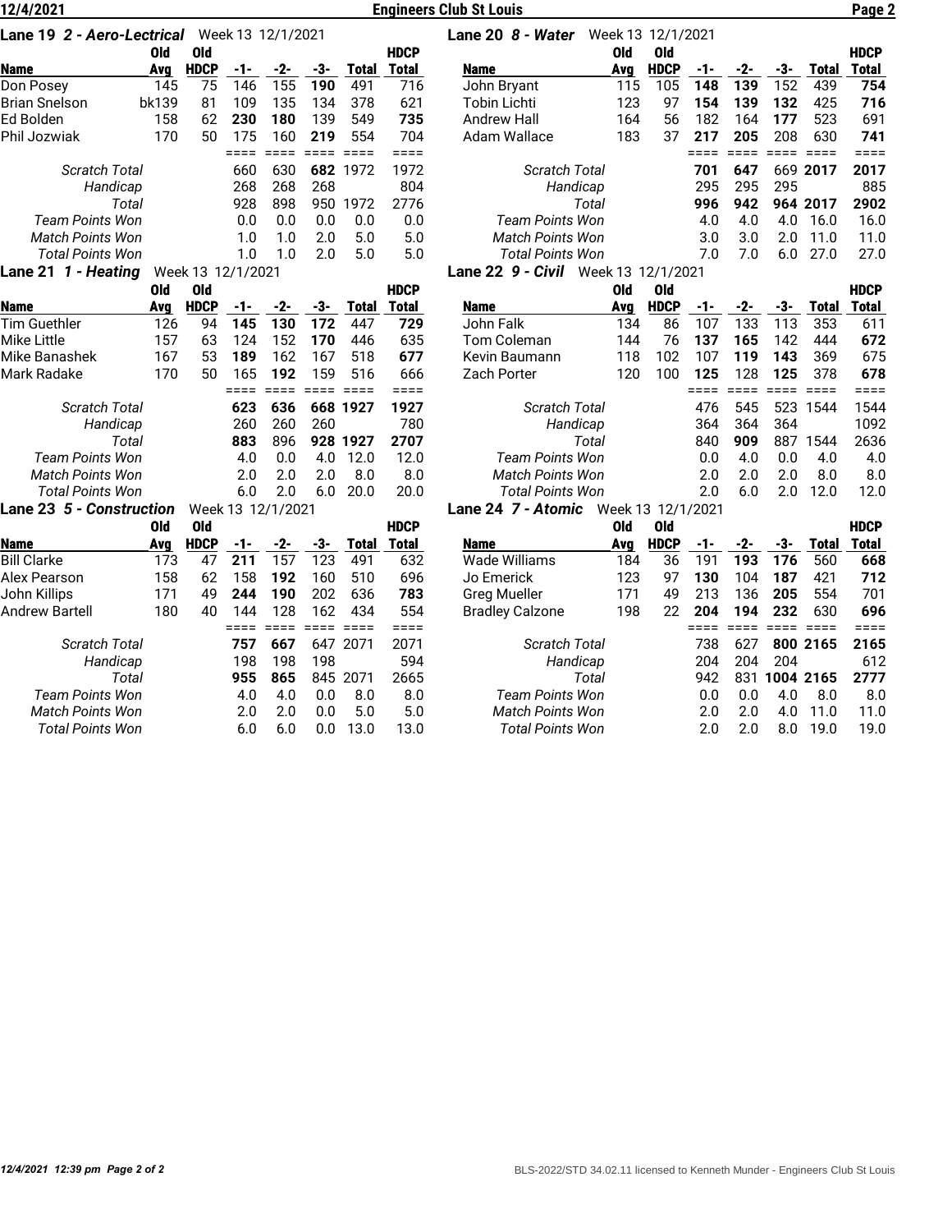## Lane 19 2 - Aero-Lectrical — Week 13 12/1/2021

| Name | Old Avg | Old HDCP | -1- | -2- | -3- | Total | HDCP Total |
|---|---|---|---|---|---|---|---|
| Don Posey | 145 | 75 | 146 | 155 | **190** | 491 | 716 |
| Brian Snelson | bk139 | 81 | 109 | 135 | 134 | 378 | 621 |
| Ed Bolden | 158 | 62 | **230** | **180** | 139 | 549 | **735** |
| Phil Jozwiak | 170 | 50 | 175 | 160 | **219** | 554 | 704 |
| | | | ==== | ==== | ==== | ==== | ==== |
| *Scratch Total* | | | 660 | 630 | **682** | 1972 | 1972 |
| *Handicap* | | | 268 | 268 | 268 | | 804 |
| *Total* | | | 928 | 898 | 950 | 1972 | 2776 |
| *Team Points Won* | | | 0.0 | 0.0 | 0.0 | 0.0 | 0.0 |
| *Match Points Won* | | | 1.0 | 1.0 | 2.0 | 5.0 | 5.0 |
| *Total Points Won* | | | 1.0 | 1.0 | 2.0 | 5.0 | 5.0 |

## Lane 20 8 - Water — Week 13 12/1/2021

| Name | Old Avg | Old HDCP | -1- | -2- | -3- | Total | HDCP Total |
|---|---|---|---|---|---|---|---|
| John Bryant | 115 | 105 | **148** | **139** | 152 | 439 | **754** |
| Tobin Lichti | 123 | 97 | **154** | **139** | **132** | 425 | **716** |
| Andrew Hall | 164 | 56 | 182 | 164 | **177** | 523 | 691 |
| Adam Wallace | 183 | 37 | **217** | **205** | 208 | 630 | **741** |
| | | | ==== | ==== | ==== | ==== | ==== |
| *Scratch Total* | | | **701** | **647** | 669 | **2017** | **2017** |
| *Handicap* | | | 295 | 295 | 295 | | 885 |
| *Total* | | | **996** | **942** | **964** | **2017** | **2902** |
| *Team Points Won* | | | 4.0 | 4.0 | 4.0 | 16.0 | 16.0 |
| *Match Points Won* | | | 3.0 | 3.0 | 2.0 | 11.0 | 11.0 |
| *Total Points Won* | | | 7.0 | 7.0 | 6.0 | 27.0 | 27.0 |

## Lane 21 1 - Heating — Week 13 12/1/2021

| Name | Old Avg | Old HDCP | -1- | -2- | -3- | Total | HDCP Total |
|---|---|---|---|---|---|---|---|
| Tim Guethler | 126 | 94 | **145** | **130** | **172** | 447 | **729** |
| Mike Little | 157 | 63 | 124 | 152 | **170** | 446 | 635 |
| Mike Banashek | 167 | 53 | **189** | 162 | 167 | 518 | **677** |
| Mark Radake | 170 | 50 | 165 | **192** | 159 | 516 | 666 |
| | | | ==== | ==== | ==== | ==== | ==== |
| *Scratch Total* | | | **623** | **636** | **668** | **1927** | **1927** |
| *Handicap* | | | 260 | 260 | 260 | | 780 |
| *Total* | | | **883** | 896 | **928** | **1927** | **2707** |
| *Team Points Won* | | | 4.0 | 0.0 | 4.0 | 12.0 | 12.0 |
| *Match Points Won* | | | 2.0 | 2.0 | 2.0 | 8.0 | 8.0 |
| *Total Points Won* | | | 6.0 | 2.0 | 6.0 | 20.0 | 20.0 |

## Lane 22 9 - Civil — Week 13 12/1/2021

| Name | Old Avg | Old HDCP | -1- | -2- | -3- | Total | HDCP Total |
|---|---|---|---|---|---|---|---|
| John Falk | 134 | 86 | 107 | 133 | 113 | 353 | 611 |
| Tom Coleman | 144 | 76 | **137** | **165** | 142 | 444 | **672** |
| Kevin Baumann | 118 | 102 | 107 | **119** | **143** | 369 | 675 |
| Zach Porter | 120 | 100 | **125** | 128 | **125** | 378 | **678** |
| | | | ==== | ==== | ==== | ==== | ==== |
| *Scratch Total* | | | 476 | 545 | 523 | 1544 | 1544 |
| *Handicap* | | | 364 | 364 | 364 | | 1092 |
| *Total* | | | 840 | **909** | 887 | 1544 | 2636 |
| *Team Points Won* | | | 0.0 | 4.0 | 0.0 | 4.0 | 4.0 |
| *Match Points Won* | | | 2.0 | 2.0 | 2.0 | 8.0 | 8.0 |
| *Total Points Won* | | | 2.0 | 6.0 | 2.0 | 12.0 | 12.0 |

## Lane 23 5 - Construction — Week 13 12/1/2021

| Name | Old Avg | Old HDCP | -1- | -2- | -3- | Total | HDCP Total |
|---|---|---|---|---|---|---|---|
| Bill Clarke | 173 | 47 | **211** | 157 | 123 | 491 | 632 |
| Alex Pearson | 158 | 62 | 158 | **192** | 160 | 510 | 696 |
| John Killips | 171 | 49 | **244** | **190** | 202 | 636 | **783** |
| Andrew Bartell | 180 | 40 | 144 | 128 | 162 | 434 | 554 |
| | | | ==== | ==== | ==== | ==== | ==== |
| *Scratch Total* | | | **757** | **667** | 647 | 2071 | 2071 |
| *Handicap* | | | 198 | 198 | 198 | | 594 |
| *Total* | | | **955** | **865** | 845 | 2071 | 2665 |
| *Team Points Won* | | | 4.0 | 4.0 | 0.0 | 8.0 | 8.0 |
| *Match Points Won* | | | 2.0 | 2.0 | 0.0 | 5.0 | 5.0 |
| *Total Points Won* | | | 6.0 | 6.0 | 0.0 | 13.0 | 13.0 |

## Lane 24 7 - Atomic — Week 13 12/1/2021

| Name | Old Avg | Old HDCP | -1- | -2- | -3- | Total | HDCP Total |
|---|---|---|---|---|---|---|---|
| Wade Williams | 184 | 36 | 191 | **193** | **176** | 560 | **668** |
| Jo Emerick | 123 | 97 | **130** | 104 | **187** | 421 | **712** |
| Greg Mueller | 171 | 49 | 213 | 136 | **205** | 554 | 701 |
| Bradley Calzone | 198 | 22 | **204** | **194** | **232** | 630 | **696** |
| | | | ==== | ==== | ==== | ==== | ==== |
| *Scratch Total* | | | 738 | 627 | **800** | **2165** | **2165** |
| *Handicap* | | | 204 | 204 | 204 | | 612 |
| *Total* | | | 942 | 831 | **1004** | **2165** | **2777** |
| *Team Points Won* | | | 0.0 | 0.0 | 4.0 | 8.0 | 8.0 |
| *Match Points Won* | | | 2.0 | 2.0 | 4.0 | 11.0 | 11.0 |
| *Total Points Won* | | | 2.0 | 2.0 | 8.0 | 19.0 | 19.0 |

BLS-2022/STD 34.02.11 licensed to Kenneth Munder - Engineers Club St Louis